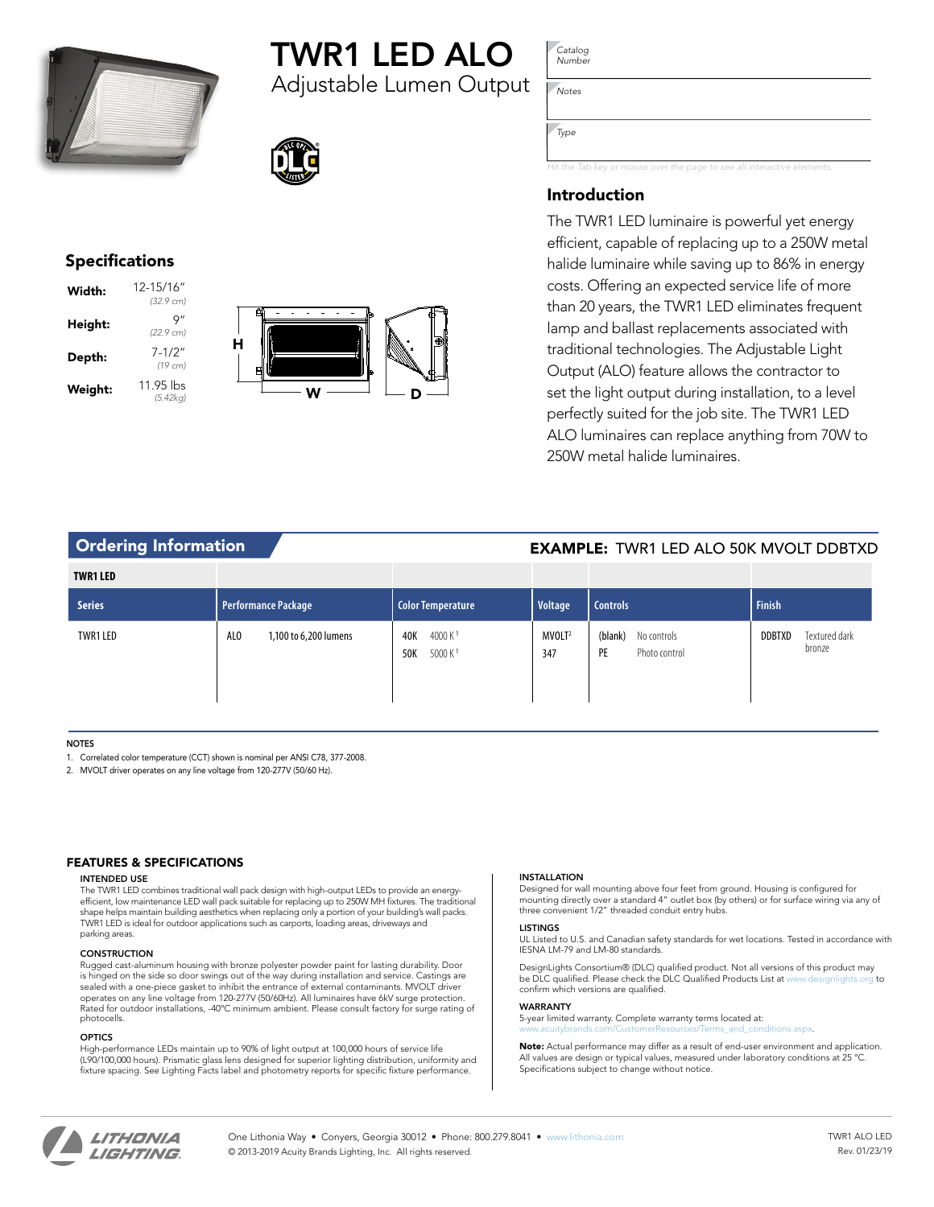# TWR1 LED ALO

Adjustable Lumen Output

| Catalog Number | |
|---|---|
| Notes | |
| Type | |

*Hit the Tab key or mouse over the page to see all interactive elements.*

## Specifications

| | |
|---|---|
| **Width:** | 12-15/16" *(32.9 cm)* |
| **Height:** | 9" *(22.9 cm)* |
| **Depth:** | 7-1/2" *(19 cm)* |
| **Weight:** | 11.95 lbs *(5.42kg)* |

## Introduction

The TWR1 LED luminaire is powerful yet energy efficient, capable of replacing up to a 250W metal halide luminaire while saving up to 86% in energy costs. Offering an expected service life of more than 20 years, the TWR1 LED eliminates frequent lamp and ballast replacements associated with traditional technologies. The Adjustable Light Output (ALO) feature allows the contractor to set the light output during installation, to a level perfectly suited for the job site. The TWR1 LED ALO luminaires can replace anything from 70W to 250W metal halide luminaires.

## Ordering Information

**EXAMPLE:** TWR1 LED ALO 50K MVOLT DDBTXD

**TWR1 LED**

| Series | Performance Package | Color Temperature | Voltage | Controls | Finish |
|---|---|---|---|---|---|
| TWR1 LED | ALO 1,100 to 6,200 lumens | 40K 4000 K [1]<br>50K 5000 K [1] | MVOLT[2]<br>347 | (blank) No controls<br>PE Photo control | DDBTXD Textured dark bronze |

NOTES

1. Correlated color temperature (CCT) shown is nominal per ANSI C78, 377-2008.
2. MVOLT driver operates on any line voltage from 120-277V (50/60 Hz).

## FEATURES & SPECIFICATIONS

### INTENDED USE

The TWR1 LED combines traditional wall pack design with high-output LEDs to provide an energy-efficient, low maintenance LED wall pack suitable for replacing up to 250W MH fixtures. The traditional shape helps maintain building aesthetics when replacing only a portion of your building's wall packs. TWR1 LED is ideal for outdoor applications such as carports, loading areas, driveways and parking areas.

### CONSTRUCTION

Rugged cast-aluminum housing with bronze polyester powder paint for lasting durability. Door is hinged on the side so door swings out of the way during installation and service. Castings are sealed with a one-piece gasket to inhibit the entrance of external contaminants. MVOLT driver operates on any line voltage from 120-277V (50/60Hz). All luminaires have 6kV surge protection. Rated for outdoor installations, -40°C minimum ambient. Please consult factory for surge rating of photocells.

### OPTICS

High-performance LEDs maintain up to 90% of light output at 100,000 hours of service life (L90/100,000 hours). Prismatic glass lens designed for superior lighting distribution, uniformity and fixture spacing. See Lighting Facts label and photometry reports for specific fixture performance.

### INSTALLATION

Designed for wall mounting above four feet from ground. Housing is configured for mounting directly over a standard 4" outlet box (by others) or for surface wiring via any of three convenient 1/2" threaded conduit entry hubs.

### LISTINGS

UL Listed to U.S. and Canadian safety standards for wet locations. Tested in accordance with IESNA LM-79 and LM-80 standards.

DesignLights Consortium® (DLC) qualified product. Not all versions of this product may be DLC qualified. Please check the DLC Qualified Products List at www.designlights.org to confirm which versions are qualified.

### WARRANTY

5-year limited warranty. Complete warranty terms located at: www.acuitybrands.com/CustomerResources/Terms_and_conditions.aspx.

**Note:** Actual performance may differ as a result of end-user environment and application. All values are design or typical values, measured under laboratory conditions at 25 °C. Specifications subject to change without notice.

LITHONIA LIGHTING

One Lithonia Way • Conyers, Georgia 30012 • Phone: 800.279.8041 • www.lithonia.com
© 2013-2019 Acuity Brands Lighting, Inc. All rights reserved.

TWR1 ALO LED
Rev. 01/23/19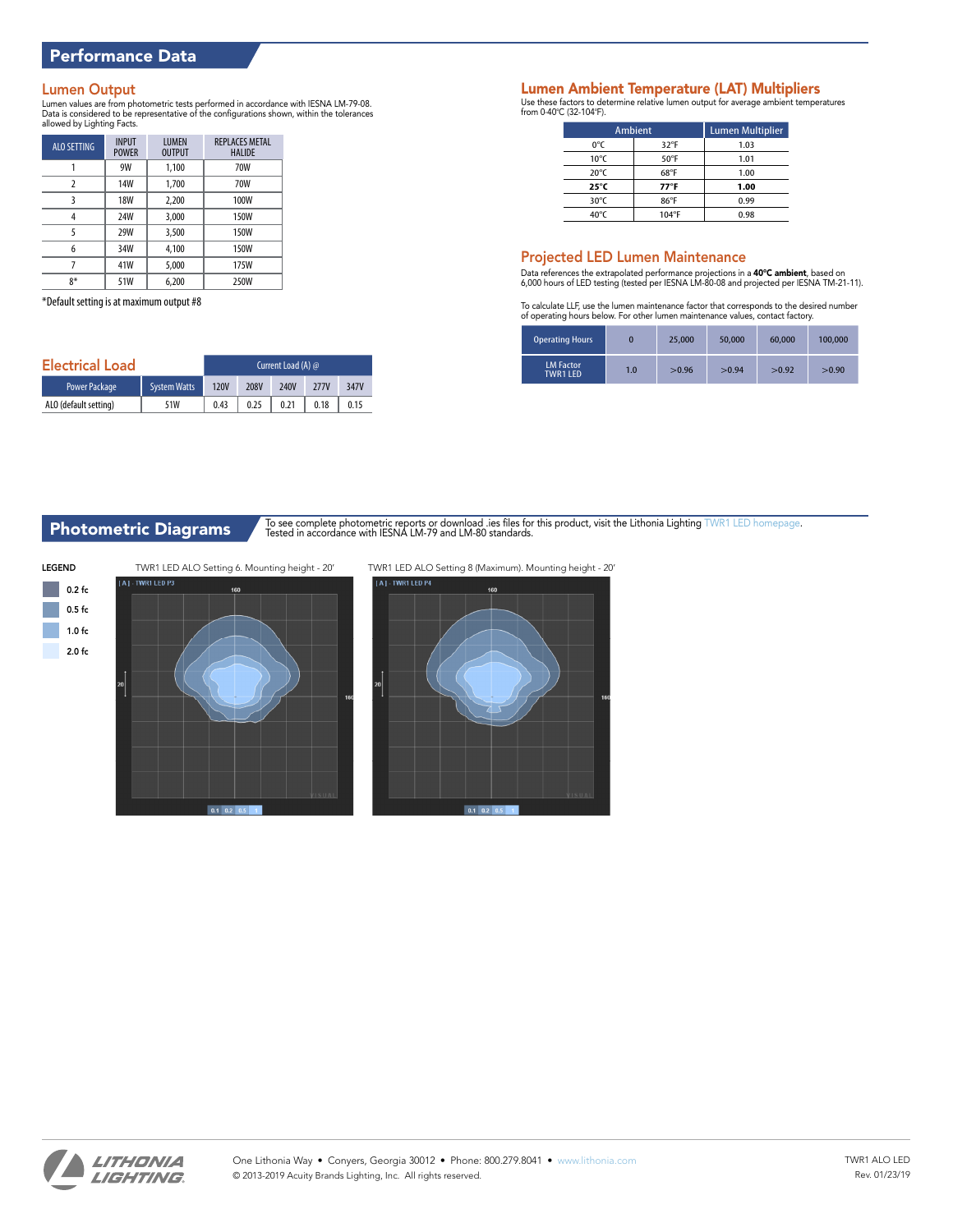## Performance Data

### Lumen Output

Lumen values are from photometric tests performed in accordance with IESNA LM-79-08. Data is considered to be representative of the configurations shown, within the tolerances allowed by Lighting Facts.

| ALO SETTING | INPUT POWER | LUMEN OUTPUT | REPLACES METAL HALIDE |
|---|---|---|---|
| 1 | 9W | 1,100 | 70W |
| 2 | 14W | 1,700 | 70W |
| 3 | 18W | 2,200 | 100W |
| 4 | 24W | 3,000 | 150W |
| 5 | 29W | 3,500 | 150W |
| 6 | 34W | 4,100 | 150W |
| 7 | 41W | 5,000 | 175W |
| 8* | 51W | 6,200 | 250W |

*Default setting is at maximum output #8

### Electrical Load

| | | Current Load (A) @ | | | | |
|---|---|---|---|---|---|---|
| Power Package | System Watts | 120V | 208V | 240V | 277V | 347V |
| ALO (default setting) | 51W | 0.43 | 0.25 | 0.21 | 0.18 | 0.15 |

### Lumen Ambient Temperature (LAT) Multipliers

Use these factors to determine relative lumen output for average ambient temperatures from 0-40°C (32-104°F).

| Ambient | | Lumen Multiplier |
|---|---|---|
| 0°C | 32°F | 1.03 |
| 10°C | 50°F | 1.01 |
| 20°C | 68°F | 1.00 |
| **25°C** | **77°F** | **1.00** |
| 30°C | 86°F | 0.99 |
| 40°C | 104°F | 0.98 |

### Projected LED Lumen Maintenance

Data references the extrapolated performance projections in a **40°C ambient**, based on 6,000 hours of LED testing (tested per IESNA LM-80-08 and projected per IESNA TM-21-11).

To calculate LLF, use the lumen maintenance factor that corresponds to the desired number of operating hours below. For other lumen maintenance values, contact factory.

| Operating Hours | 0 | 25,000 | 50,000 | 60,000 | 100,000 |
|---|---|---|---|---|---|
| LM Factor TWR1 LED | 1.0 | >0.96 | >0.94 | >0.92 | >0.90 |

## Photometric Diagrams

To see complete photometric reports or download .ies files for this product, visit the Lithonia Lighting TWR1 LED homepage.
Tested in accordance with IESNA LM-79 and LM-80 standards.

LEGEND
0.2 fc
0.5 fc
1.0 fc
2.0 fc

TWR1 LED ALO Setting 6. Mounting height - 20'

[A] - TWR1 LED P3
160
20
160
0.1 0.2 0.5 1

TWR1 LED ALO Setting 8 (Maximum). Mounting height - 20'

[A] - TWR1 LED P4
160
20
160
0.1 0.2 0.5 1

One Lithonia Way • Conyers, Georgia 30012 • Phone: 800.279.8041 • www.lithonia.com
© 2013-2019 Acuity Brands Lighting, Inc. All rights reserved.

TWR1 ALO LED
Rev. 01/23/19